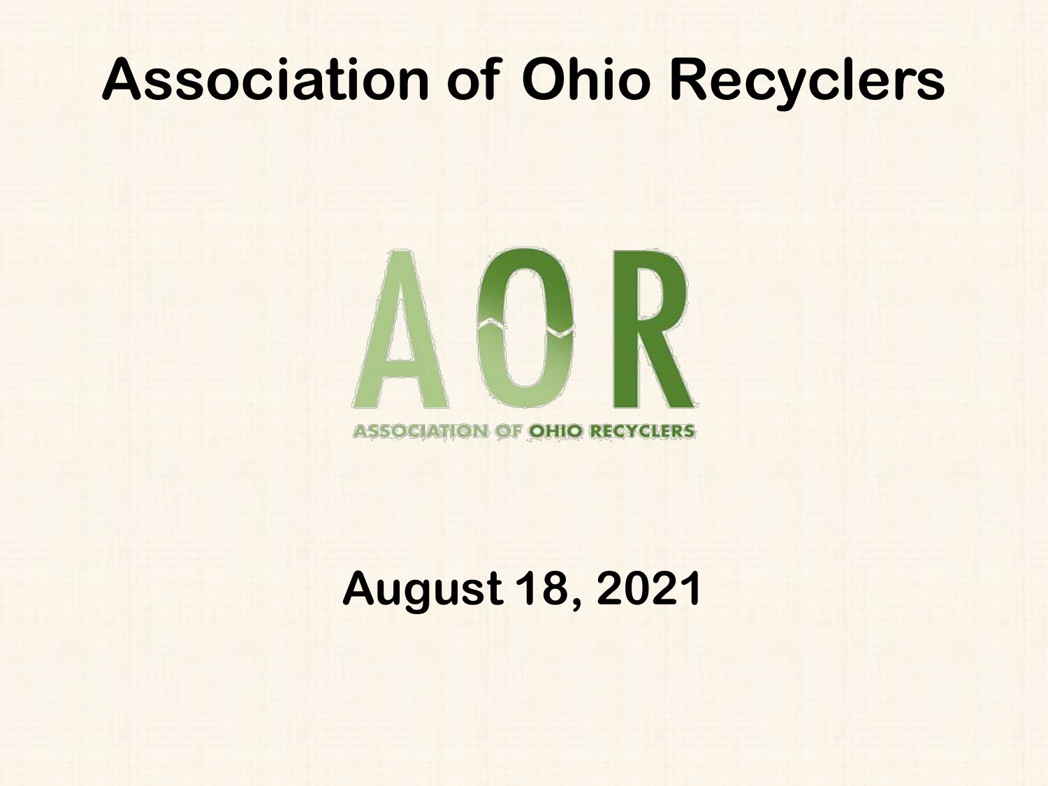# Association of Ohio Recyclers

AOR

ASSOCIATION OF OHIO RECYCLERS

**August 18, 2021**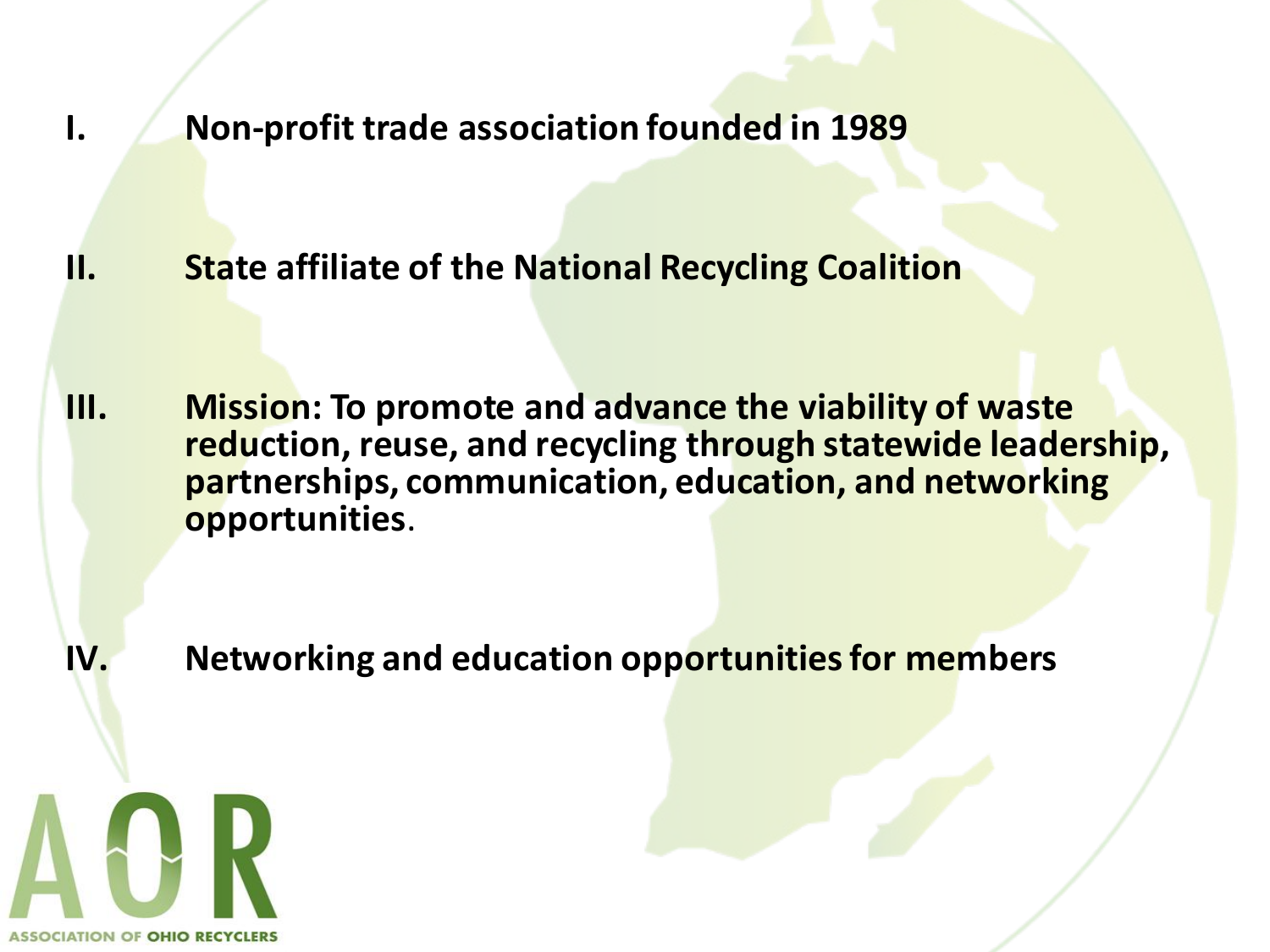I. **Non-profit trade association founded in 1989**

II. **State affiliate of the National Recycling Coalition**

III. **Mission: To promote and advance the viability of waste reduction, reuse, and recycling through statewide leadership, partnerships, communication, education, and networking opportunities**.

IV. **Networking and education opportunities for members**

AOR

ASSOCIATION OF OHIO RECYCLERS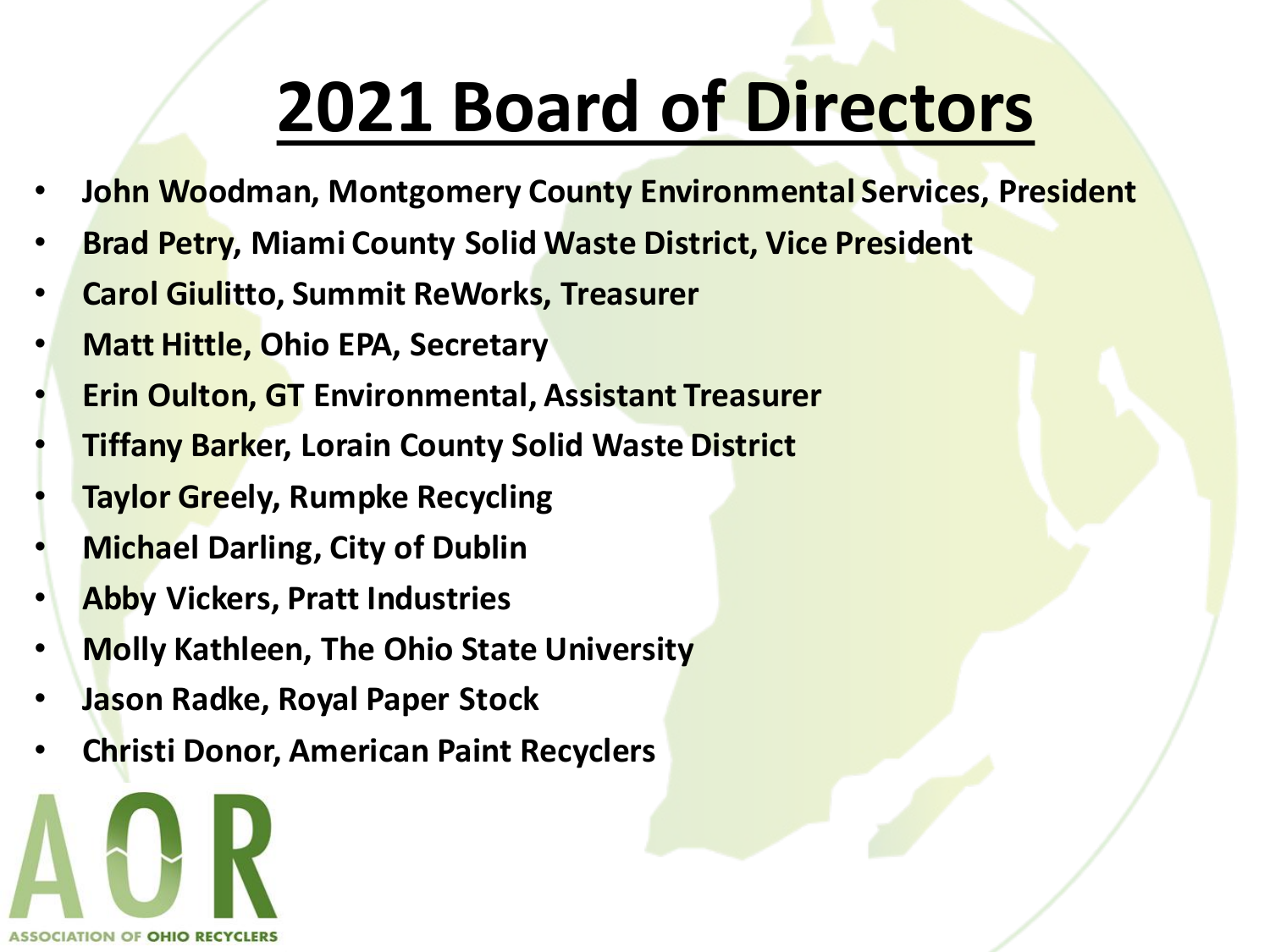# 2021 Board of Directors

- **John Woodman, Montgomery County Environmental Services, President**
- **Brad Petry, Miami County Solid Waste District, Vice President**
- **Carol Giulitto, Summit ReWorks, Treasurer**
- **Matt Hittle, Ohio EPA, Secretary**
- **Erin Oulton, GT Environmental, Assistant Treasurer**
- **Tiffany Barker, Lorain County Solid Waste District**
- **Taylor Greely, Rumpke Recycling**
- **Michael Darling, City of Dublin**
- **Abby Vickers, Pratt Industries**
- **Molly Kathleen, The Ohio State University**
- **Jason Radke, Royal Paper Stock**
- **Christi Donor, American Paint Recyclers**

AOR
ASSOCIATION OF OHIO RECYCLERS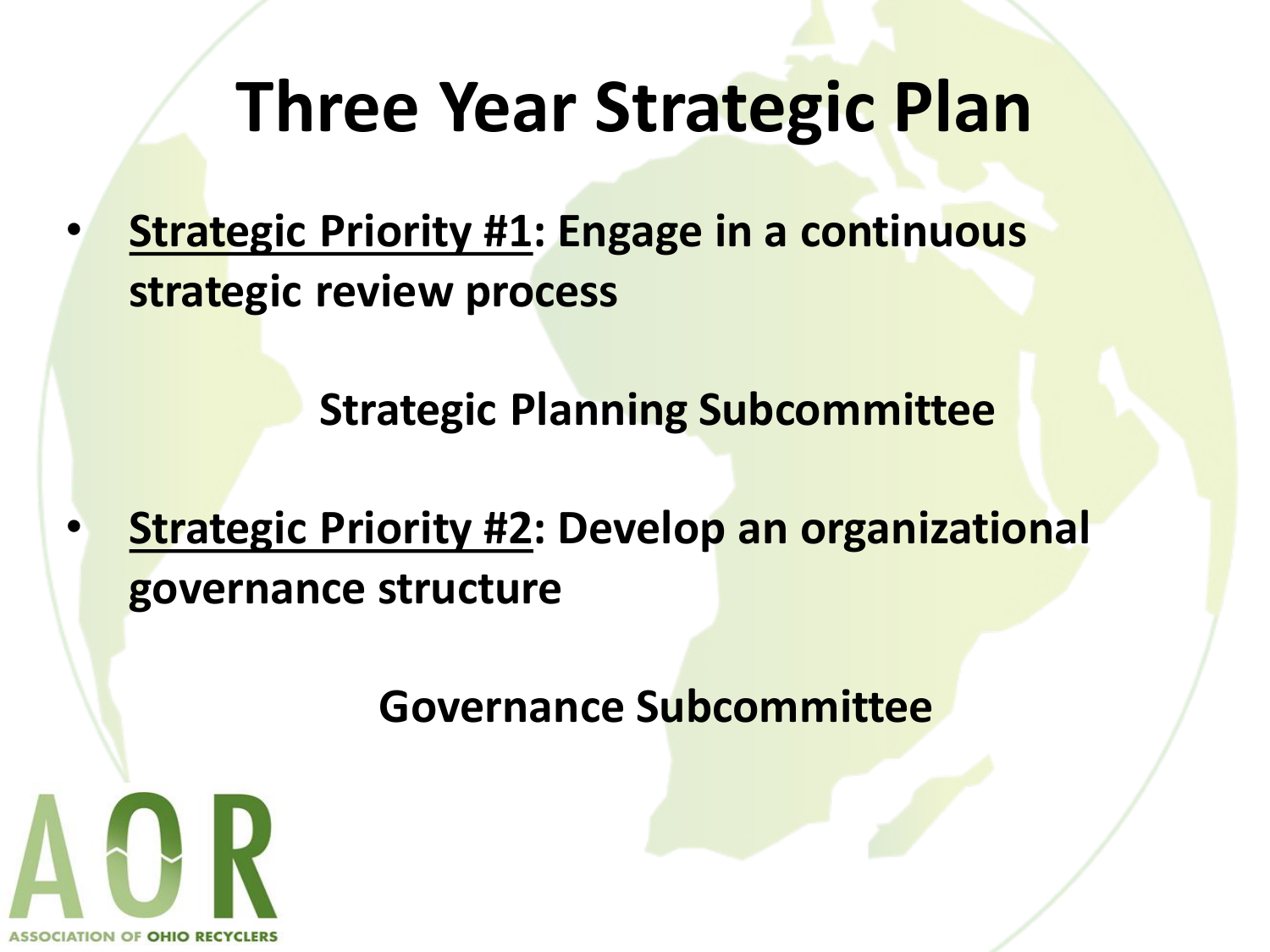# Three Year Strategic Plan

- **Strategic Priority #1: Engage in a continuous strategic review process**

  **Strategic Planning Subcommittee**

- **Strategic Priority #2: Develop an organizational governance structure**

  **Governance Subcommittee**

AOR
ASSOCIATION OF OHIO RECYCLERS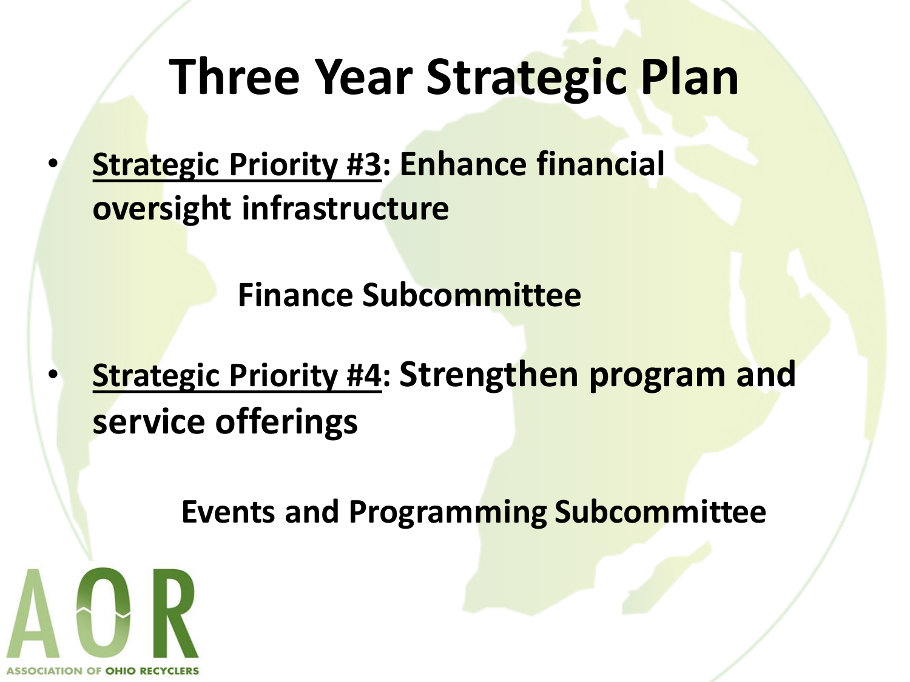# Three Year Strategic Plan

- **<u>Strategic Priority #3</u>: Enhance financial oversight infrastructure**

**Finance Subcommittee**

- **<u>Strategic Priority #4</u>: Strengthen program and service offerings**

**Events and Programming Subcommittee**

AOR

ASSOCIATION OF OHIO RECYCLERS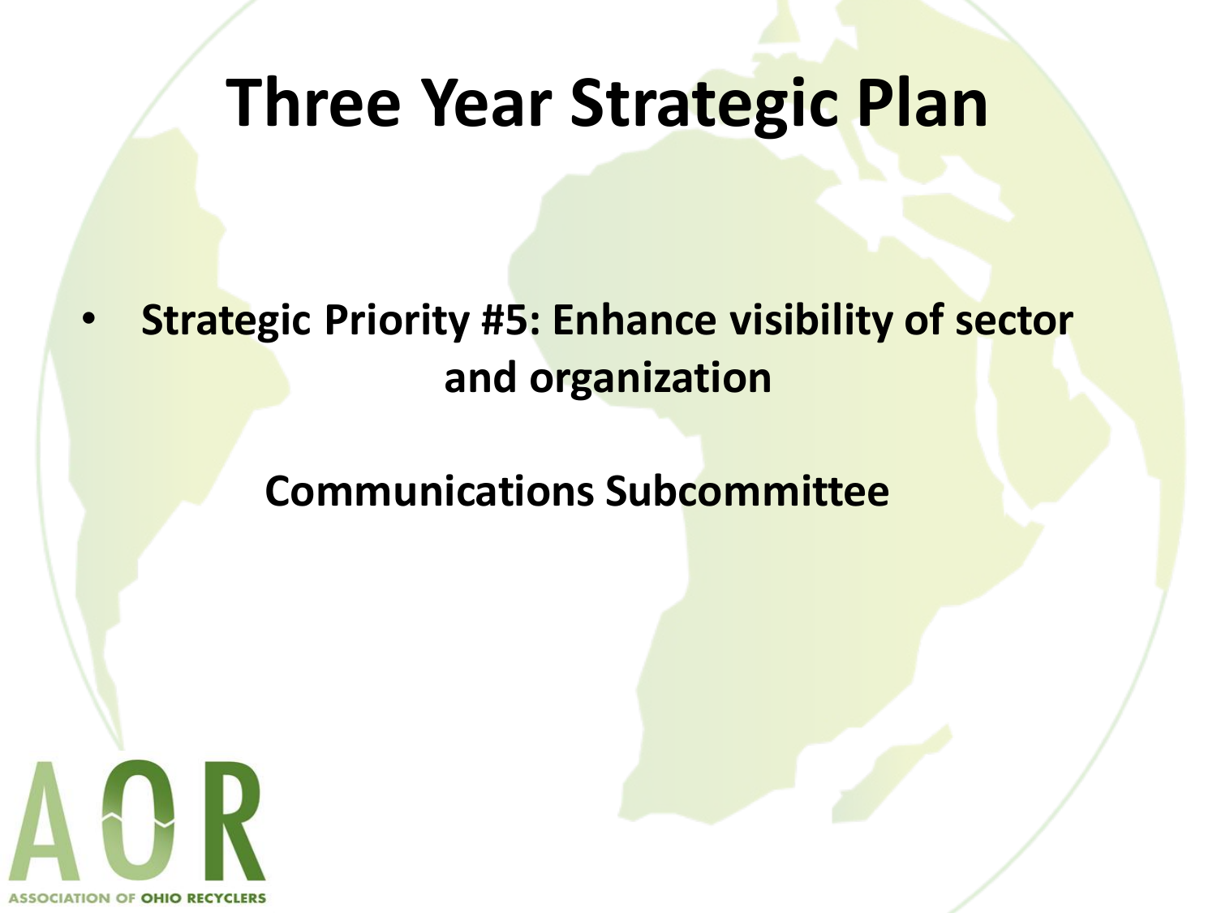# Three Year Strategic Plan

- **Strategic Priority #5: Enhance visibility of sector and organization**

**Communications Subcommittee**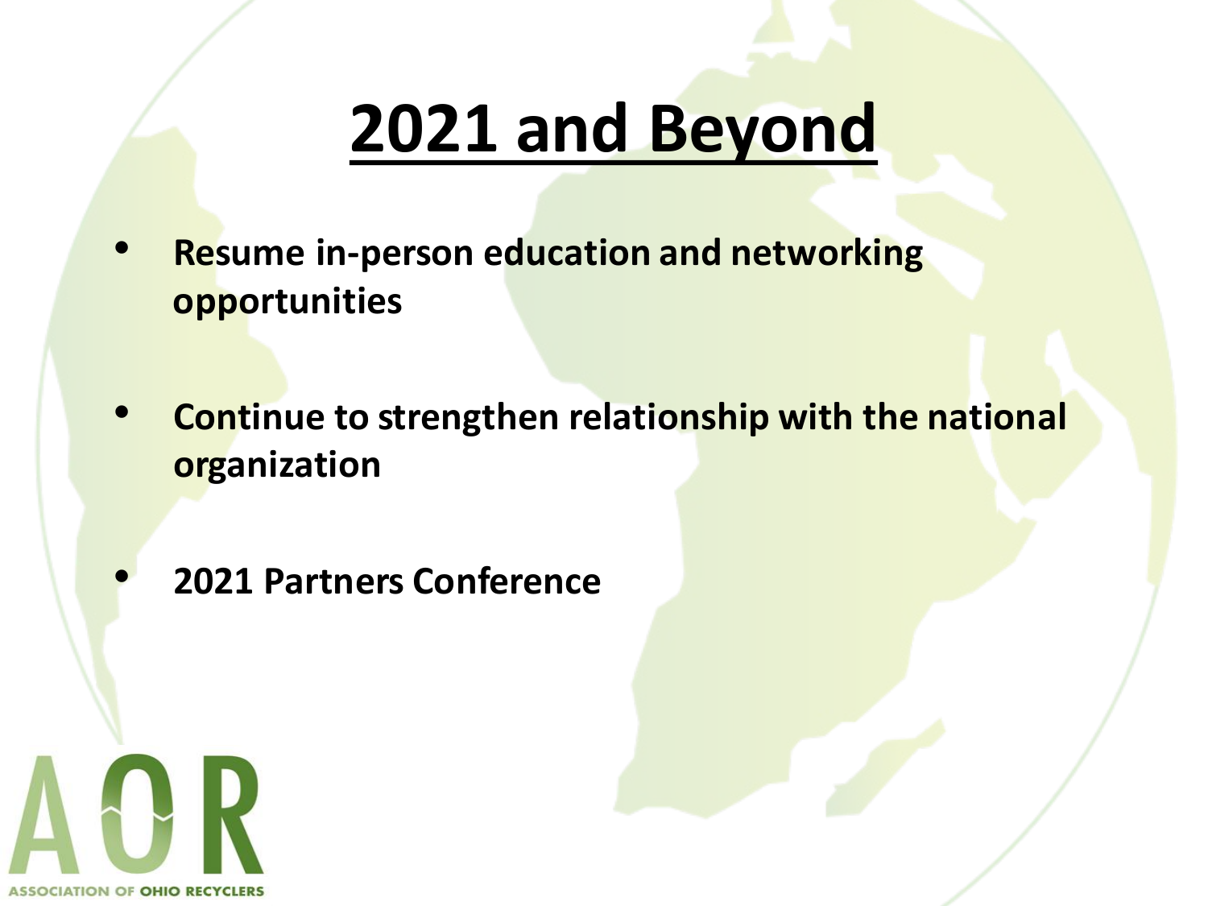# 2021 and Beyond

- **Resume in-person education and networking opportunities**
- **Continue to strengthen relationship with the national organization**
- **2021 Partners Conference**

AOR
ASSOCIATION OF OHIO RECYCLERS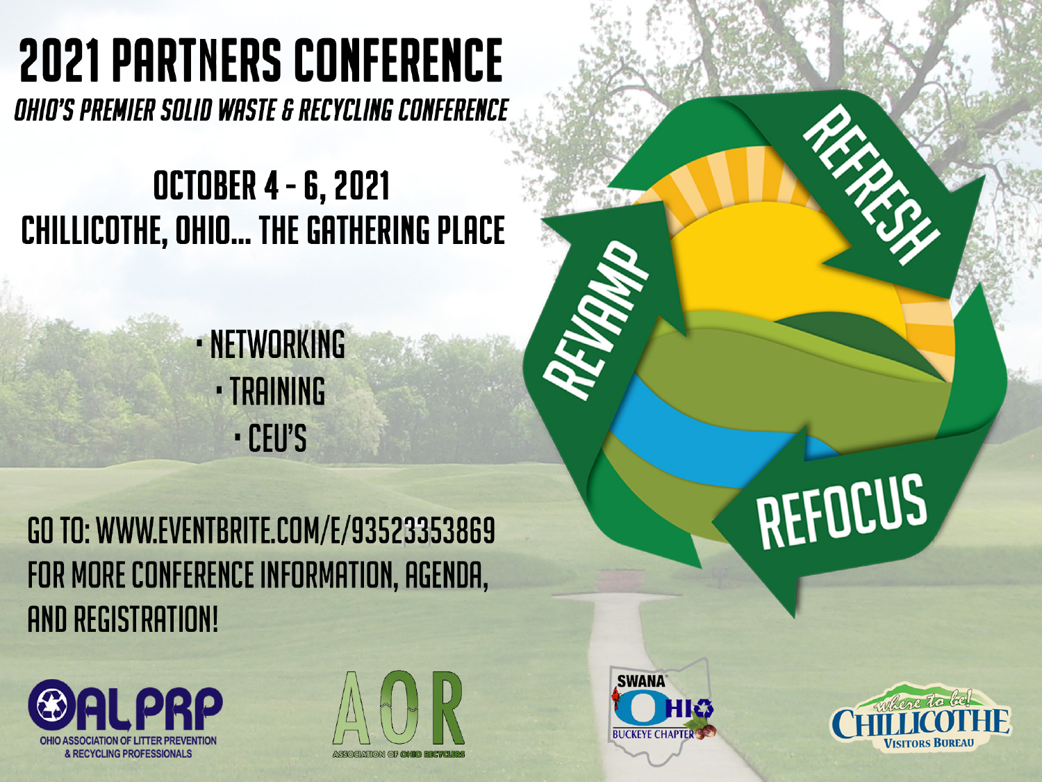# 2021 PARTNERS CONFERENCE

*OHIO'S PREMIER SOLID WASTE & RECYCLING CONFERENCE*

## OCTOBER 4 - 6, 2021
## CHILLICOTHE, OHIO... THE GATHERING PLACE

- NETWORKING
- TRAINING
- CEU'S

REVAMP

REFRESH

REFOCUS

GO TO: WWW.EVENTBRITE.COM/E/93523353869 FOR MORE CONFERENCE INFORMATION, AGENDA, AND REGISTRATION!

OALPRP
OHIO ASSOCIATION OF LITTER PREVENTION & RECYCLING PROFESSIONALS

AOR
ASSOCIATION OF OHIO RECYCLERS

SWANA OHIO
BUCKEYE CHAPTER

where to be!
CHILLICOTHE
VISITORS BUREAU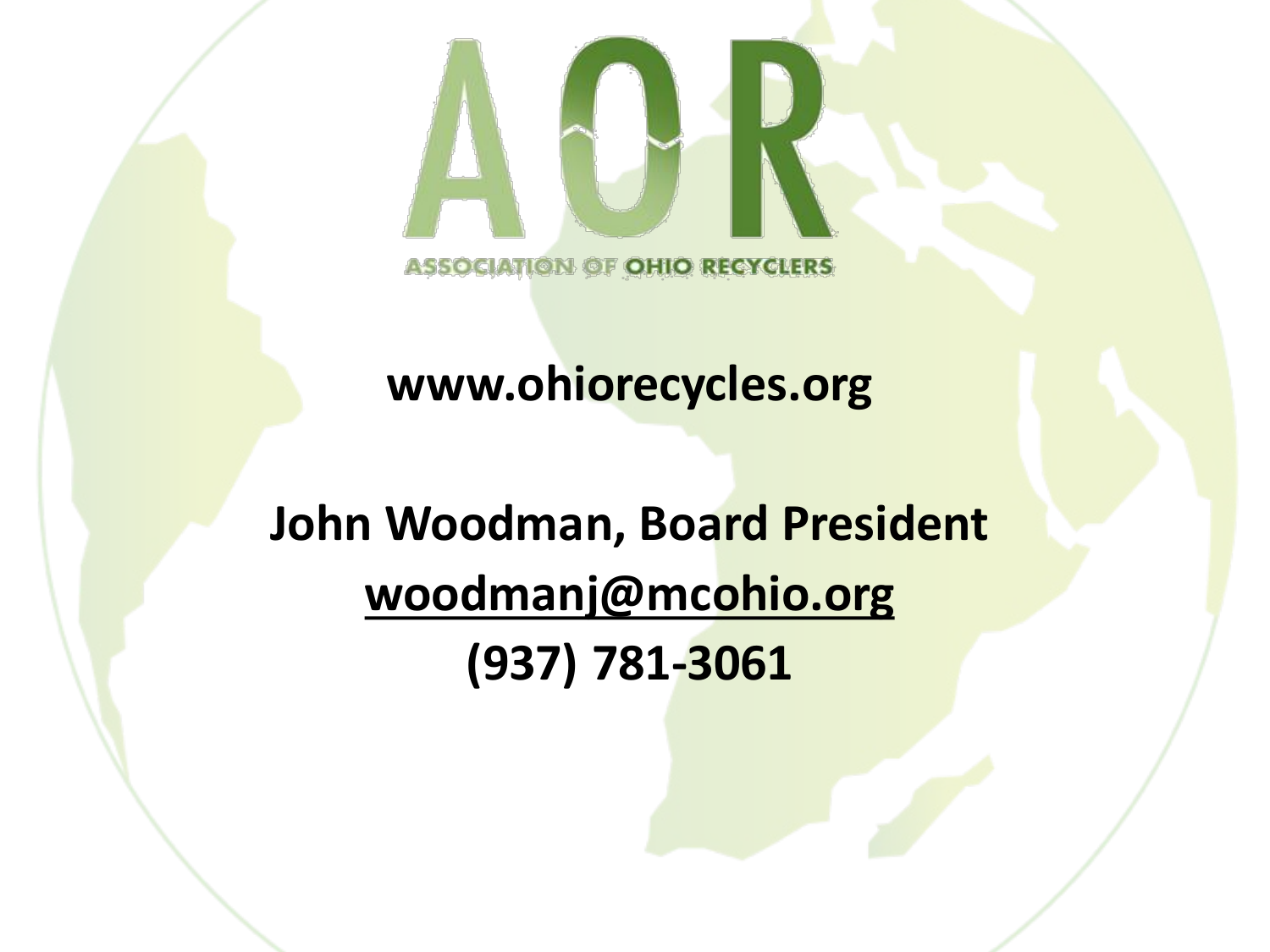AOR

ASSOCIATION OF OHIO RECYCLERS

**www.ohiorecycles.org**

**John Woodman, Board President**

**woodmanj@mcohio.org**

**(937) 781-3061**